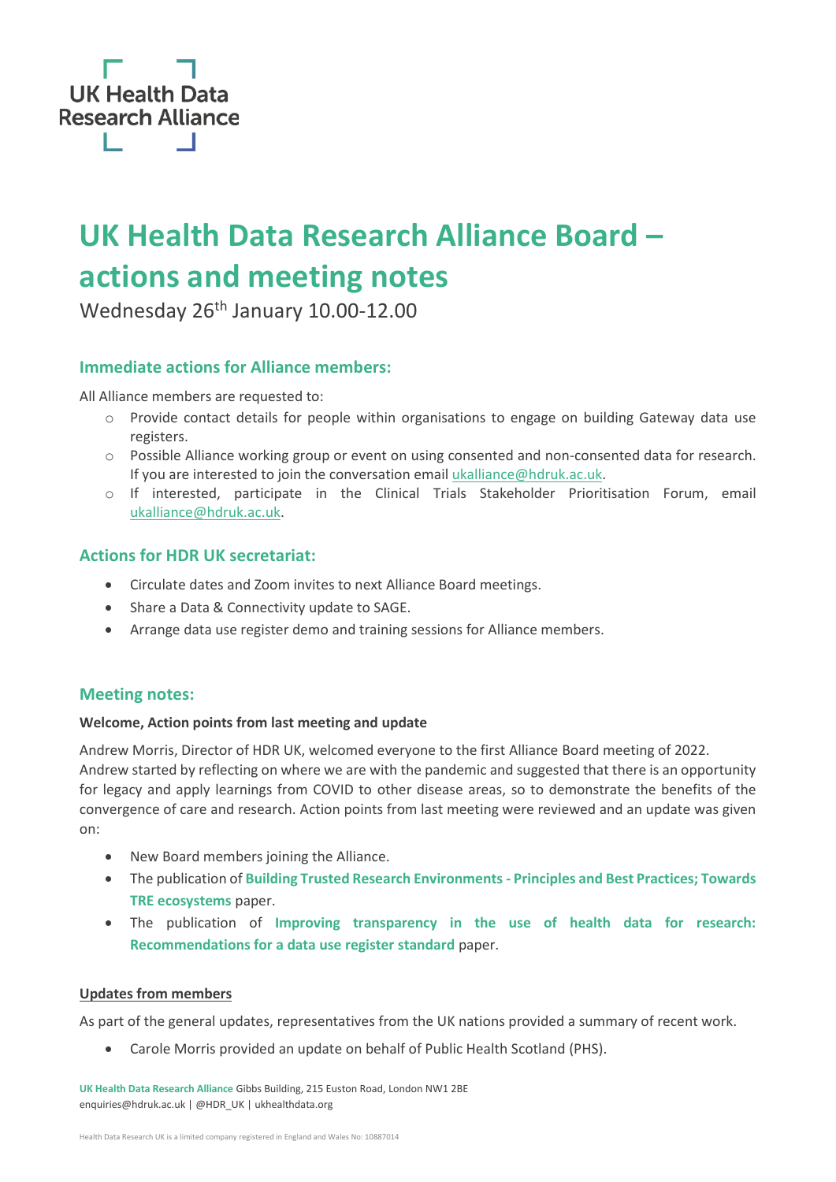# UK Health Data Research Alliance Board – actions and meeting notes

Wednesday 26th January 10.00-12.00

## Immediate actions for Alliance members:

All Alliance members are requested to:

- Provide contact details for people within organisations to engage on building Gateway data use registers.
- Possible Alliance working group or event on using consented and non-consented data for research. If you are interested to join the conversation email ukalliance@hdruk.ac.uk.
- If interested, participate in the Clinical Trials Stakeholder Prioritisation Forum, email ukalliance@hdruk.ac.uk.

## Actions for HDR UK secretariat:

- Circulate dates and Zoom invites to next Alliance Board meetings.
- Share a Data & Connectivity update to SAGE.
- Arrange data use register demo and training sessions for Alliance members.

## Meeting notes:

**Welcome, Action points from last meeting and update**

Andrew Morris, Director of HDR UK, welcomed everyone to the first Alliance Board meeting of 2022. Andrew started by reflecting on where we are with the pandemic and suggested that there is an opportunity for legacy and apply learnings from COVID to other disease areas, so to demonstrate the benefits of the convergence of care and research. Action points from last meeting were reviewed and an update was given on:

- New Board members joining the Alliance.
- The publication of **Building Trusted Research Environments - Principles and Best Practices; Towards TRE ecosystems** paper.
- The publication of **Improving transparency in the use of health data for research: Recommendations for a data use register standard** paper.

**Updates from members**

As part of the general updates, representatives from the UK nations provided a summary of recent work.

- Carole Morris provided an update on behalf of Public Health Scotland (PHS).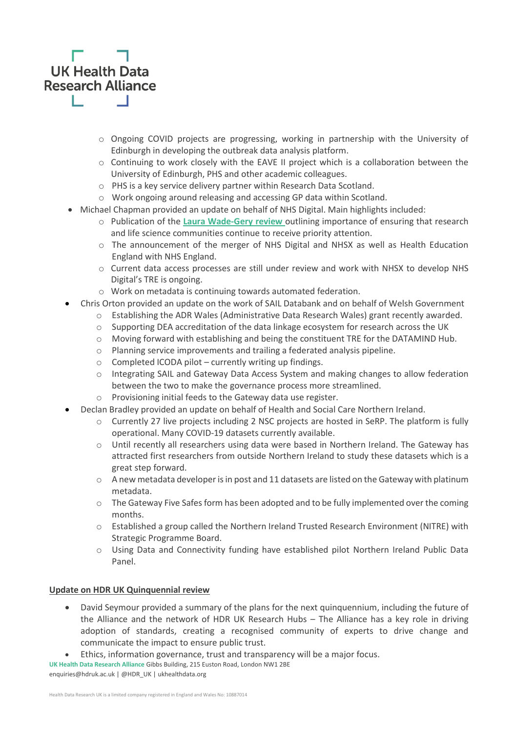- Ongoing COVID projects are progressing, working in partnership with the University of Edinburgh in developing the outbreak data analysis platform.
    - Continuing to work closely with the EAVE II project which is a collaboration between the University of Edinburgh, PHS and other academic colleagues.
    - PHS is a key service delivery partner within Research Data Scotland.
    - Work ongoing around releasing and accessing GP data within Scotland.
- Michael Chapman provided an update on behalf of NHS Digital. Main highlights included:
    - Publication of the **Laura Wade-Gery review** outlining importance of ensuring that research and life science communities continue to receive priority attention.
    - The announcement of the merger of NHS Digital and NHSX as well as Health Education England with NHS England.
    - Current data access processes are still under review and work with NHSX to develop NHS Digital's TRE is ongoing.
    - Work on metadata is continuing towards automated federation.
- Chris Orton provided an update on the work of SAIL Databank and on behalf of Welsh Government
    - Establishing the ADR Wales (Administrative Data Research Wales) grant recently awarded.
    - Supporting DEA accreditation of the data linkage ecosystem for research across the UK
    - Moving forward with establishing and being the constituent TRE for the DATAMIND Hub.
    - Planning service improvements and trailing a federated analysis pipeline.
    - Completed ICODA pilot – currently writing up findings.
    - Integrating SAIL and Gateway Data Access System and making changes to allow federation between the two to make the governance process more streamlined.
    - Provisioning initial feeds to the Gateway data use register.
- Declan Bradley provided an update on behalf of Health and Social Care Northern Ireland.
    - Currently 27 live projects including 2 NSC projects are hosted in SeRP. The platform is fully operational. Many COVID-19 datasets currently available.
    - Until recently all researchers using data were based in Northern Ireland. The Gateway has attracted first researchers from outside Northern Ireland to study these datasets which is a great step forward.
    - A new metadata developer is in post and 11 datasets are listed on the Gateway with platinum metadata.
    - The Gateway Five Safes form has been adopted and to be fully implemented over the coming months.
    - Established a group called the Northern Ireland Trusted Research Environment (NITRE) with Strategic Programme Board.
    - Using Data and Connectivity funding have established pilot Northern Ireland Public Data Panel.

**Update on HDR UK Quinquennial review**

- David Seymour provided a summary of the plans for the next quinquennium, including the future of the Alliance and the network of HDR UK Research Hubs – The Alliance has a key role in driving adoption of standards, creating a recognised community of experts to drive change and communicate the impact to ensure public trust.
- Ethics, information governance, trust and transparency will be a major focus.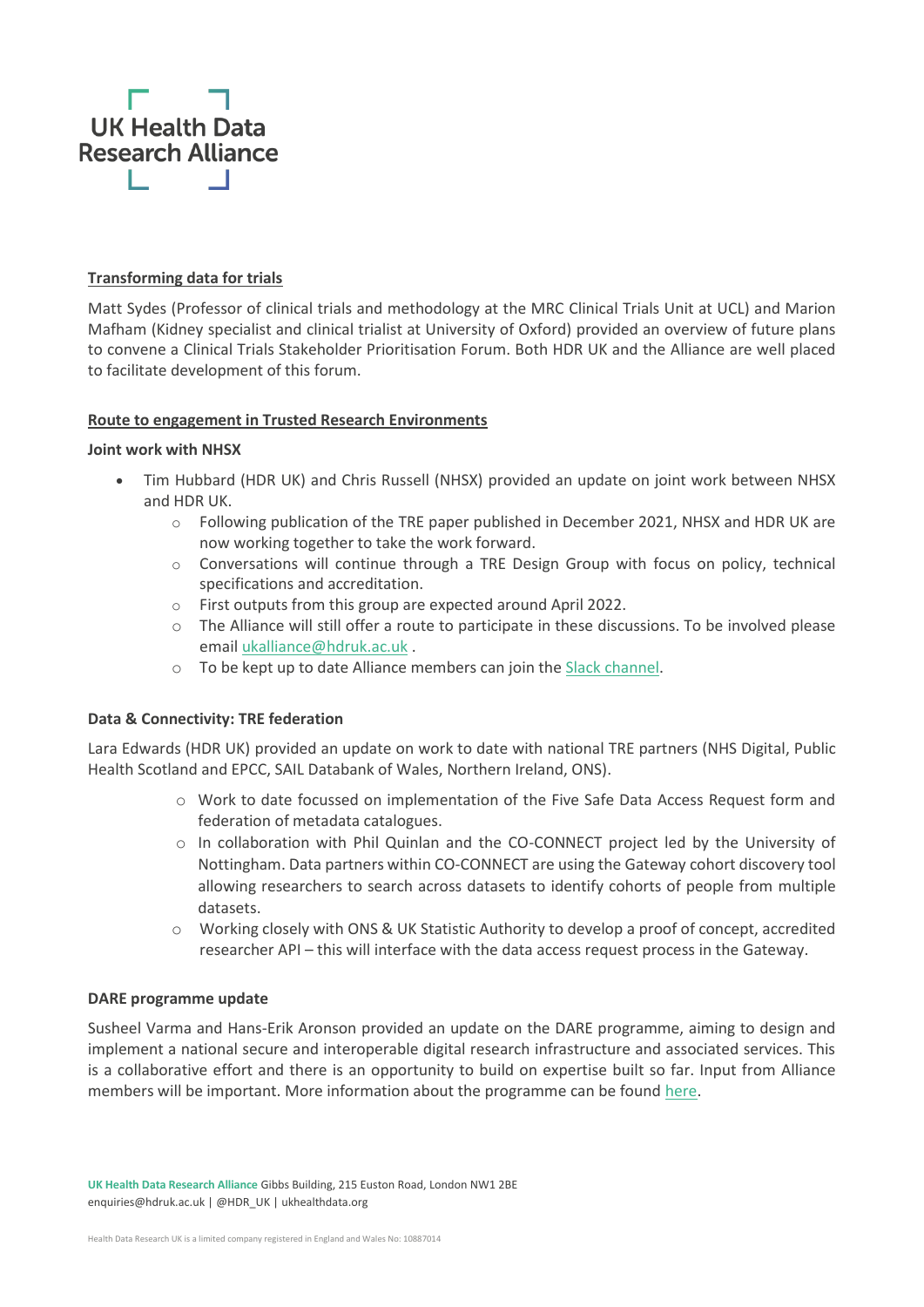**Transforming data for trials**

Matt Sydes (Professor of clinical trials and methodology at the MRC Clinical Trials Unit at UCL) and Marion Mafham (Kidney specialist and clinical trialist at University of Oxford) provided an overview of future plans to convene a Clinical Trials Stakeholder Prioritisation Forum. Both HDR UK and the Alliance are well placed to facilitate development of this forum.

**Route to engagement in Trusted Research Environments**

**Joint work with NHSX**

- Tim Hubbard (HDR UK) and Chris Russell (NHSX) provided an update on joint work between NHSX and HDR UK.
    - Following publication of the TRE paper published in December 2021, NHSX and HDR UK are now working together to take the work forward.
    - Conversations will continue through a TRE Design Group with focus on policy, technical specifications and accreditation.
    - First outputs from this group are expected around April 2022.
    - The Alliance will still offer a route to participate in these discussions. To be involved please email ukalliance@hdruk.ac.uk .
    - To be kept up to date Alliance members can join the Slack channel.

**Data & Connectivity: TRE federation**

Lara Edwards (HDR UK) provided an update on work to date with national TRE partners (NHS Digital, Public Health Scotland and EPCC, SAIL Databank of Wales, Northern Ireland, ONS).

- Work to date focussed on implementation of the Five Safe Data Access Request form and federation of metadata catalogues.
- In collaboration with Phil Quinlan and the CO-CONNECT project led by the University of Nottingham. Data partners within CO-CONNECT are using the Gateway cohort discovery tool allowing researchers to search across datasets to identify cohorts of people from multiple datasets.
- Working closely with ONS & UK Statistic Authority to develop a proof of concept, accredited researcher API – this will interface with the data access request process in the Gateway.

**DARE programme update**

Susheel Varma and Hans-Erik Aronson provided an update on the DARE programme, aiming to design and implement a national secure and interoperable digital research infrastructure and associated services. This is a collaborative effort and there is an opportunity to build on expertise built so far. Input from Alliance members will be important. More information about the programme can be found here.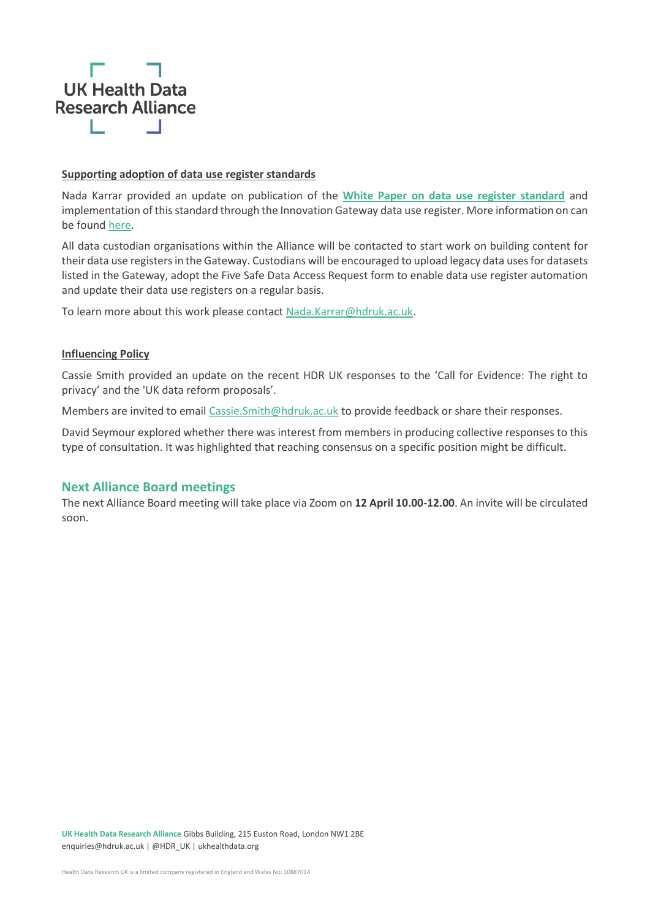**Supporting adoption of data use register standards**

Nada Karrar provided an update on publication of the **White Paper on data use register standard** and implementation of this standard through the Innovation Gateway data use register. More information on can be found here.

All data custodian organisations within the Alliance will be contacted to start work on building content for their data use registers in the Gateway. Custodians will be encouraged to upload legacy data uses for datasets listed in the Gateway, adopt the Five Safe Data Access Request form to enable data use register automation and update their data use registers on a regular basis.

To learn more about this work please contact Nada.Karrar@hdruk.ac.uk.

**Influencing Policy**

Cassie Smith provided an update on the recent HDR UK responses to the 'Call for Evidence: The right to privacy' and the 'UK data reform proposals'.

Members are invited to email Cassie.Smith@hdruk.ac.uk to provide feedback or share their responses.

David Seymour explored whether there was interest from members in producing collective responses to this type of consultation. It was highlighted that reaching consensus on a specific position might be difficult.

## Next Alliance Board meetings

The next Alliance Board meeting will take place via Zoom on **12 April 10.00-12.00**. An invite will be circulated soon.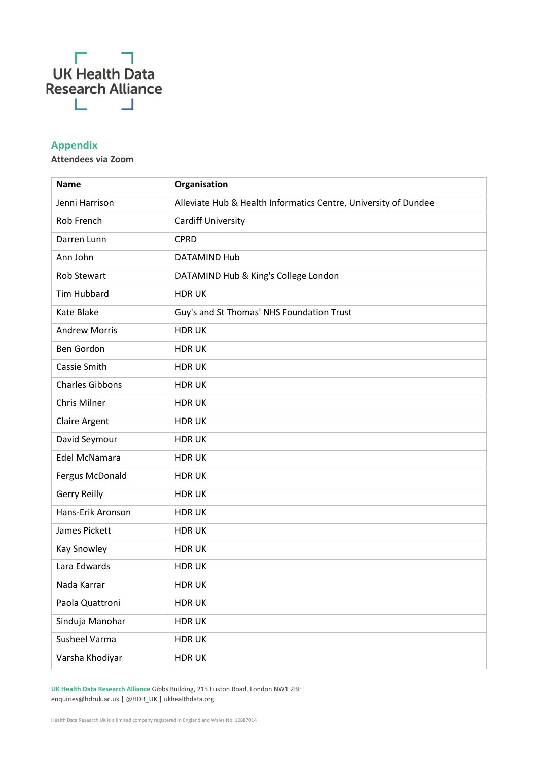UK Health Data Research Alliance

## Appendix

**Attendees via Zoom**

| Name | Organisation |
|---|---|
| Jenni Harrison | Alleviate Hub & Health Informatics Centre, University of Dundee |
| Rob French | Cardiff University |
| Darren Lunn | CPRD |
| Ann John | DATAMIND Hub |
| Rob Stewart | DATAMIND Hub & King's College London |
| Tim Hubbard | HDR UK |
| Kate Blake | Guy's and St Thomas' NHS Foundation Trust |
| Andrew Morris | HDR UK |
| Ben Gordon | HDR UK |
| Cassie Smith | HDR UK |
| Charles Gibbons | HDR UK |
| Chris Milner | HDR UK |
| Claire Argent | HDR UK |
| David Seymour | HDR UK |
| Edel McNamara | HDR UK |
| Fergus McDonald | HDR UK |
| Gerry Reilly | HDR UK |
| Hans-Erik Aronson | HDR UK |
| James Pickett | HDR UK |
| Kay Snowley | HDR UK |
| Lara Edwards | HDR UK |
| Nada Karrar | HDR UK |
| Paola Quattroni | HDR UK |
| Sinduja Manohar | HDR UK |
| Susheel Varma | HDR UK |
| Varsha Khodiyar | HDR UK |

**UK Health Data Research Alliance** Gibbs Building, 215 Euston Road, London NW1 2BE
enquiries@hdruk.ac.uk | @HDR_UK | ukhealthdata.org

Health Data Research UK is a limited company registered in England and Wales No: 10887014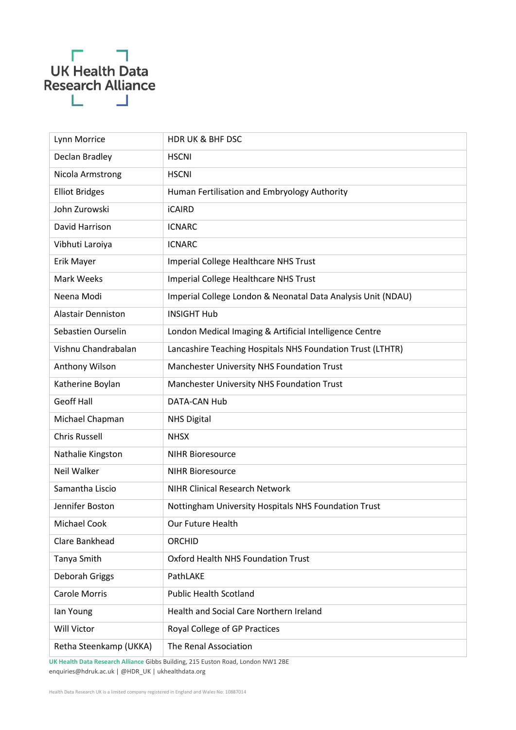| Lynn Morrice | HDR UK & BHF DSC |
|---|---|
| Declan Bradley | HSCNI |
| Nicola Armstrong | HSCNI |
| Elliot Bridges | Human Fertilisation and Embryology Authority |
| John Zurowski | iCAIRD |
| David Harrison | ICNARC |
| Vibhuti Laroiya | ICNARC |
| Erik Mayer | Imperial College Healthcare NHS Trust |
| Mark Weeks | Imperial College Healthcare NHS Trust |
| Neena Modi | Imperial College London & Neonatal Data Analysis Unit (NDAU) |
| Alastair Denniston | INSIGHT Hub |
| Sebastien Ourselin | London Medical Imaging & Artificial Intelligence Centre |
| Vishnu Chandrabalan | Lancashire Teaching Hospitals NHS Foundation Trust (LTHTR) |
| Anthony Wilson | Manchester University NHS Foundation Trust |
| Katherine Boylan | Manchester University NHS Foundation Trust |
| Geoff Hall | DATA-CAN Hub |
| Michael Chapman | NHS Digital |
| Chris Russell | NHSX |
| Nathalie Kingston | NIHR Bioresource |
| Neil Walker | NIHR Bioresource |
| Samantha Liscio | NIHR Clinical Research Network |
| Jennifer Boston | Nottingham University Hospitals NHS Foundation Trust |
| Michael Cook | Our Future Health |
| Clare Bankhead | ORCHID |
| Tanya Smith | Oxford Health NHS Foundation Trust |
| Deborah Griggs | PathLAKE |
| Carole Morris | Public Health Scotland |
| Ian Young | Health and Social Care Northern Ireland |
| Will Victor | Royal College of GP Practices |
| Retha Steenkamp (UKKA) | The Renal Association |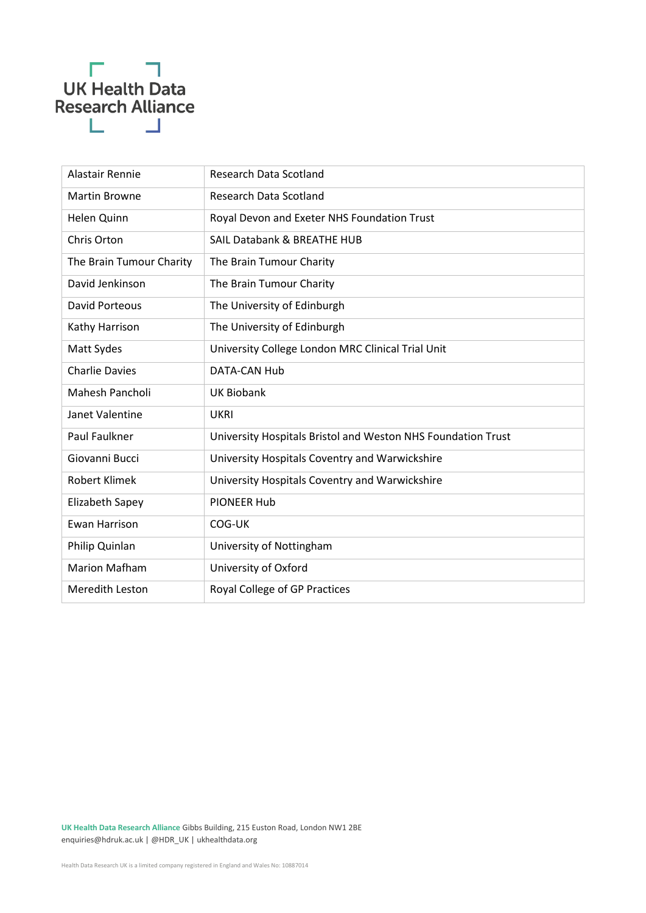| | |
|---|---|
| Alastair Rennie | Research Data Scotland |
| Martin Browne | Research Data Scotland |
| Helen Quinn | Royal Devon and Exeter NHS Foundation Trust |
| Chris Orton | SAIL Databank & BREATHE HUB |
| The Brain Tumour Charity | The Brain Tumour Charity |
| David Jenkinson | The Brain Tumour Charity |
| David Porteous | The University of Edinburgh |
| Kathy Harrison | The University of Edinburgh |
| Matt Sydes | University College London MRC Clinical Trial Unit |
| Charlie Davies | DATA-CAN Hub |
| Mahesh Pancholi | UK Biobank |
| Janet Valentine | UKRI |
| Paul Faulkner | University Hospitals Bristol and Weston NHS Foundation Trust |
| Giovanni Bucci | University Hospitals Coventry and Warwickshire |
| Robert Klimek | University Hospitals Coventry and Warwickshire |
| Elizabeth Sapey | PIONEER Hub |
| Ewan Harrison | COG-UK |
| Philip Quinlan | University of Nottingham |
| Marion Mafham | University of Oxford |
| Meredith Leston | Royal College of GP Practices |